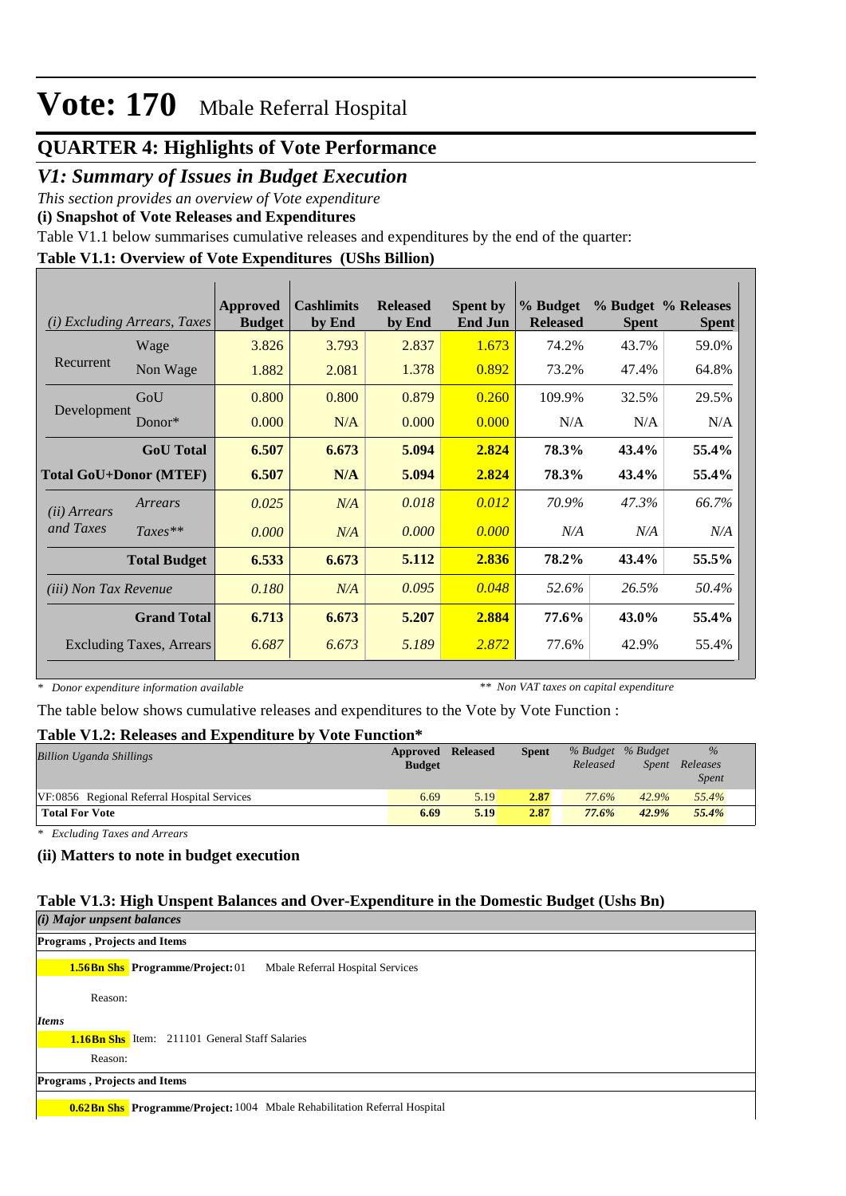# Vote: 170 Mbale Referral Hospital

## QUARTER 4: Highlights of Vote Performance

### *V1: Summary of Issues in Budget Execution*

*This section provides an overview of Vote expenditure*

**(i) Snapshot of Vote Releases and Expenditures**

Table V1.1 below summarises cumulative releases and expenditures by the end of the quarter:

**Table V1.1: Overview of Vote Expenditures (UShs Billion)**

| *(i) Excluding Arrears, Taxes* | | Approved Budget | Cashlimits by End | Released by End | Spent by End Jun | % Budget Released | % Budget Spent | % Releases Spent |
|---|---|---|---|---|---|---|---|---|
| Recurrent | Wage | 3.826 | 3.793 | 2.837 | 1.673 | 74.2% | 43.7% | 59.0% |
| | Non Wage | 1.882 | 2.081 | 1.378 | 0.892 | 73.2% | 47.4% | 64.8% |
| Development | GoU | 0.800 | 0.800 | 0.879 | 0.260 | 109.9% | 32.5% | 29.5% |
| | Donor* | 0.000 | N/A | 0.000 | 0.000 | N/A | N/A | N/A |
| | **GoU Total** | **6.507** | **6.673** | **5.094** | **2.824** | **78.3%** | **43.4%** | **55.4%** |
| **Total GoU+Donor (MTEF)** | | **6.507** | **N/A** | **5.094** | **2.824** | **78.3%** | **43.4%** | **55.4%** |
| *(ii) Arrears and Taxes* | *Arrears* | *0.025* | *N/A* | *0.018* | *0.012* | *70.9%* | *47.3%* | *66.7%* |
| | *Taxes*** | *0.000* | *N/A* | *0.000* | *0.000* | *N/A* | *N/A* | *N/A* |
| | **Total Budget** | **6.533** | **6.673** | **5.112** | **2.836** | **78.2%** | **43.4%** | **55.5%** |
| *(iii) Non Tax Revenue* | | *0.180* | *N/A* | *0.095* | *0.048* | *52.6%* | *26.5%* | *50.4%* |
| | **Grand Total** | **6.713** | **6.673** | **5.207** | **2.884** | **77.6%** | **43.0%** | **55.4%** |
| Excluding Taxes, Arrears | | *6.687* | *6.673* | *5.189* | *2.872* | 77.6% | 42.9% | 55.4% |

*\* Donor expenditure information available* *\*\* Non VAT taxes on capital expenditure*

The table below shows cumulative releases and expenditures to the Vote by Vote Function :

**Table V1.2: Releases and Expenditure by Vote Function***

| *Billion Uganda Shillings* | Approved Budget | Released | Spent | *% Budget Released* | *% Budget Spent* | *% Releases Spent* |
|---|---|---|---|---|---|---|
| VF:0856 Regional Referral Hospital Services | 6.69 | 5.19 | 2.87 | 77.6% | 42.9% | 55.4% |
| **Total For Vote** | **6.69** | **5.19** | **2.87** | ***77.6%*** | ***42.9%*** | ***55.4%*** |

*\* Excluding Taxes and Arrears*

**(ii) Matters to note in budget execution**

**Table V1.3: High Unspent Balances and Over-Expenditure in the Domestic Budget (Ushs Bn)**

*(i) Major unpsent balances*

**Programs , Projects and Items**

**1.56Bn Shs** **Programme/Project:** 01 Mbale Referral Hospital Services

Reason:

***Items***

**1.16Bn Shs** Item: 211101 General Staff Salaries

Reason:

**Programs , Projects and Items**

**0.62Bn Shs** **Programme/Project:** 1004 Mbale Rehabilitation Referral Hospital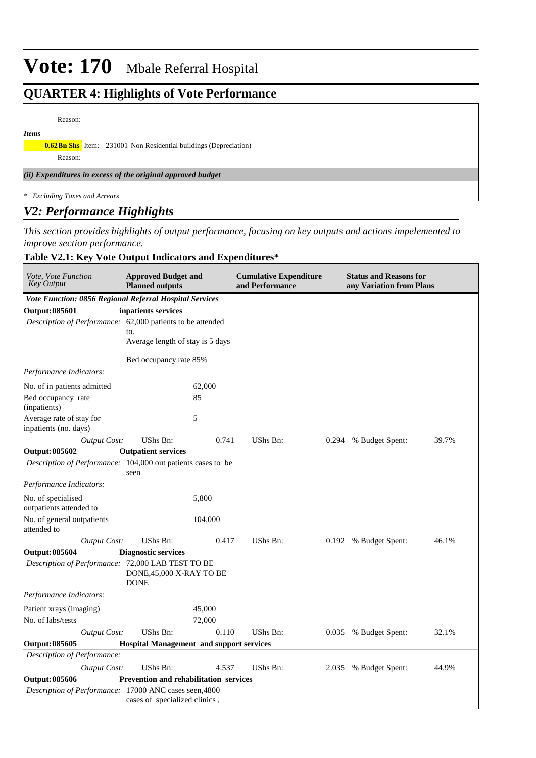# Vote: 170 Mbale Referral Hospital

## QUARTER 4: Highlights of Vote Performance

Reason:

*Items*

**0.62Bn Shs** Item: 231001 Non Residential buildings (Depreciation)

Reason:

*(ii) Expenditures in excess of the original approved budget*

*\* Excluding Taxes and Arrears*

## *V2: Performance Highlights*

*This section provides highlights of output performance, focusing on key outputs and actions impelemented to improve section performance.*

### Table V2.1: Key Vote Output Indicators and Expenditures*

| *Vote, Vote Function Key Output* | **Approved Budget and Planned outputs** | | **Cumulative Expenditure and Performance** | | **Status and Reasons for any Variation from Plans** | |
|---|---|---|---|---|---|---|
| ***Vote Function: 0856 Regional Referral Hospital Services*** | | | | | | |
| **Output: 085601** | **inpatients services** | | | | | |
| *Description of Performance:* | 62,000 patients to be attended to. Average length of stay is 5 days<br><br>Bed occupancy rate 85% | | | | | |
| *Performance Indicators:* | | | | | | |
| No. of in patients admitted | | 62,000 | | | | |
| Bed occupancy rate (inpatients) | | 85 | | | | |
| Average rate of stay for inpatients (no. days) | | 5 | | | | |
| *Output Cost:* | UShs Bn: | 0.741 | UShs Bn: | 0.294 | % Budget Spent: | 39.7% |
| **Output: 085602** | **Outpatient services** | | | | | |
| *Description of Performance:* | 104,000 out patients cases to be seen | | | | | |
| *Performance Indicators:* | | | | | | |
| No. of specialised outpatients attended to | | 5,800 | | | | |
| No. of general outpatients attended to | | 104,000 | | | | |
| *Output Cost:* | UShs Bn: | 0.417 | UShs Bn: | 0.192 | % Budget Spent: | 46.1% |
| **Output: 085604** | **Diagnostic services** | | | | | |
| *Description of Performance:* | 72,000 LAB TEST TO BE DONE,45,000 X-RAY TO BE DONE | | | | | |
| *Performance Indicators:* | | | | | | |
| Patient xrays (imaging) | | 45,000 | | | | |
| No. of labs/tests | | 72,000 | | | | |
| *Output Cost:* | UShs Bn: | 0.110 | UShs Bn: | 0.035 | % Budget Spent: | 32.1% |
| **Output: 085605** | **Hospital Management and support services** | | | | | |
| *Description of Performance:* | | | | | | |
| *Output Cost:* | UShs Bn: | 4.537 | UShs Bn: | 2.035 | % Budget Spent: | 44.9% |
| **Output: 085606** | **Prevention and rehabilitation services** | | | | | |
| *Description of Performance:* | 17000 ANC cases seen,4800 cases of specialized clinics , | | | | | |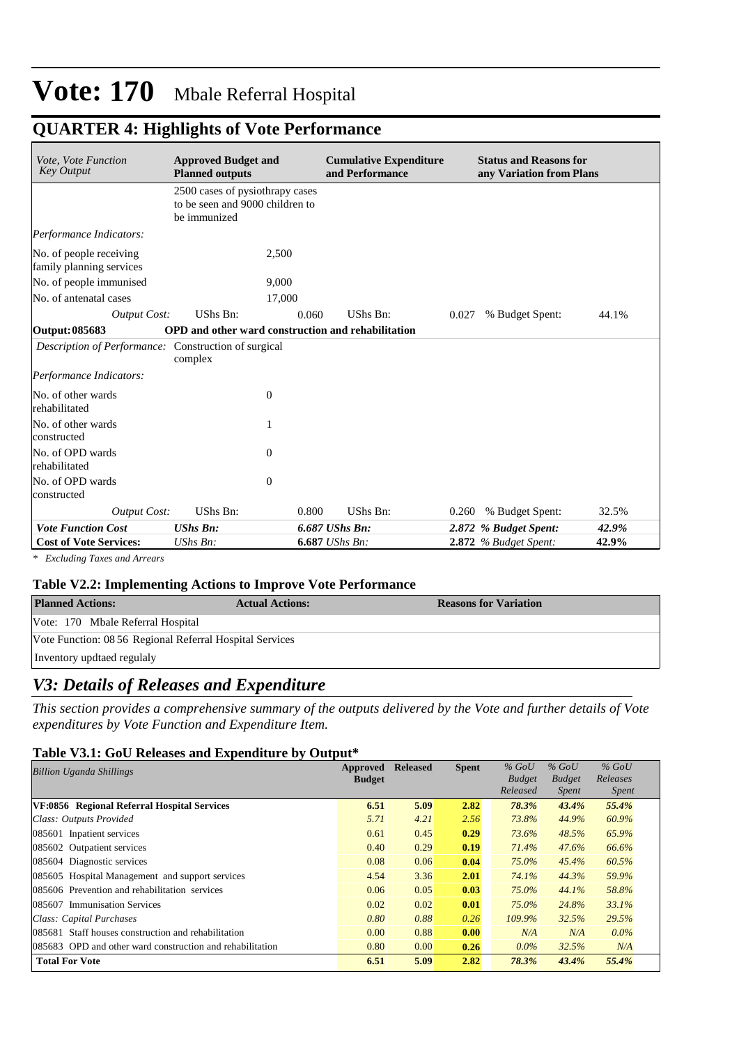# Vote: 170 Mbale Referral Hospital

## QUARTER 4: Highlights of Vote Performance

| *Vote, Vote Function Key Output* | **Approved Budget and Planned outputs** | | **Cumulative Expenditure and Performance** | | **Status and Reasons for any Variation from Plans** | |
|---|---|---|---|---|---|---|
| | 2500 cases of pysiothrapy cases to be seen and 9000 children to be immunized | | | | | |
| *Performance Indicators:* | | | | | | |
| No. of people receiving family planning services | 2,500 | | | | | |
| No. of people immunised | 9,000 | | | | | |
| No. of antenatal cases | 17,000 | | | | | |
| *Output Cost:* | UShs Bn: | 0.060 | UShs Bn: | 0.027 | % Budget Spent: | 44.1% |
| **Output: 085683** | **OPD and other ward construction and rehabilitation** | | | | | |
| *Description of Performance:* | Construction of surgical complex | | | | | |
| *Performance Indicators:* | | | | | | |
| No. of other wards rehabilitated | 0 | | | | | |
| No. of other wards constructed | 1 | | | | | |
| No. of OPD wards rehabilitated | 0 | | | | | |
| No. of OPD wards constructed | 0 | | | | | |
| *Output Cost:* | UShs Bn: | 0.800 | UShs Bn: | 0.260 | % Budget Spent: | 32.5% |
| ***Vote Function Cost*** | ***UShs Bn:*** | ***6.687*** | ***UShs Bn:*** | ***2.872*** | ***% Budget Spent:*** | ***42.9%*** |
| **Cost of Vote Services:** | *UShs Bn:* | **6.687** | *UShs Bn:* | **2.872** | *% Budget Spent:* | **42.9%** |

*\* Excluding Taxes and Arrears*

### Table V2.2: Implementing Actions to Improve Vote Performance

| **Planned Actions:** | **Actual Actions:** | **Reasons for Variation** |
|---|---|---|
| Vote: 170 Mbale Referral Hospital | | |
| Vote Function: 08 56 Regional Referral Hospital Services | | |
| Inventory updtaed regulaly | | |

## *V3: Details of Releases and Expenditure*

*This section provides a comprehensive summary of the outputs delivered by the Vote and further details of Vote expenditures by Vote Function and Expenditure Item.*

### Table V3.1: GoU Releases and Expenditure by Output*

| *Billion Uganda Shillings* | **Approved Budget** | **Released** | **Spent** | *% GoU Budget Released* | *% GoU Budget Spent* | *% GoU Releases Spent* |
|---|---|---|---|---|---|---|
| **VF:0856 Regional Referral Hospital Services** | **6.51** | **5.09** | **2.82** | ***78.3%*** | ***43.4%*** | ***55.4%*** |
| *Class: Outputs Provided* | *5.71* | *4.21* | *2.56* | *73.8%* | *44.9%* | *60.9%* |
| 085601 Inpatient services | 0.61 | 0.45 | **0.29** | *73.6%* | *48.5%* | *65.9%* |
| 085602 Outpatient services | 0.40 | 0.29 | **0.19** | *71.4%* | *47.6%* | *66.6%* |
| 085604 Diagnostic services | 0.08 | 0.06 | **0.04** | *75.0%* | *45.4%* | *60.5%* |
| 085605 Hospital Management and support services | 4.54 | 3.36 | **2.01** | *74.1%* | *44.3%* | *59.9%* |
| 085606 Prevention and rehabilitation services | 0.06 | 0.05 | **0.03** | *75.0%* | *44.1%* | *58.8%* |
| 085607 Immunisation Services | 0.02 | 0.02 | **0.01** | *75.0%* | *24.8%* | *33.1%* |
| *Class: Capital Purchases* | *0.80* | *0.88* | *0.26* | *109.9%* | *32.5%* | *29.5%* |
| 085681 Staff houses construction and rehabilitation | 0.00 | 0.88 | **0.00** | *N/A* | *N/A* | *0.0%* |
| 085683 OPD and other ward construction and rehabilitation | 0.80 | 0.00 | **0.26** | *0.0%* | *32.5%* | *N/A* |
| **Total For Vote** | **6.51** | **5.09** | **2.82** | ***78.3%*** | ***43.4%*** | ***55.4%*** |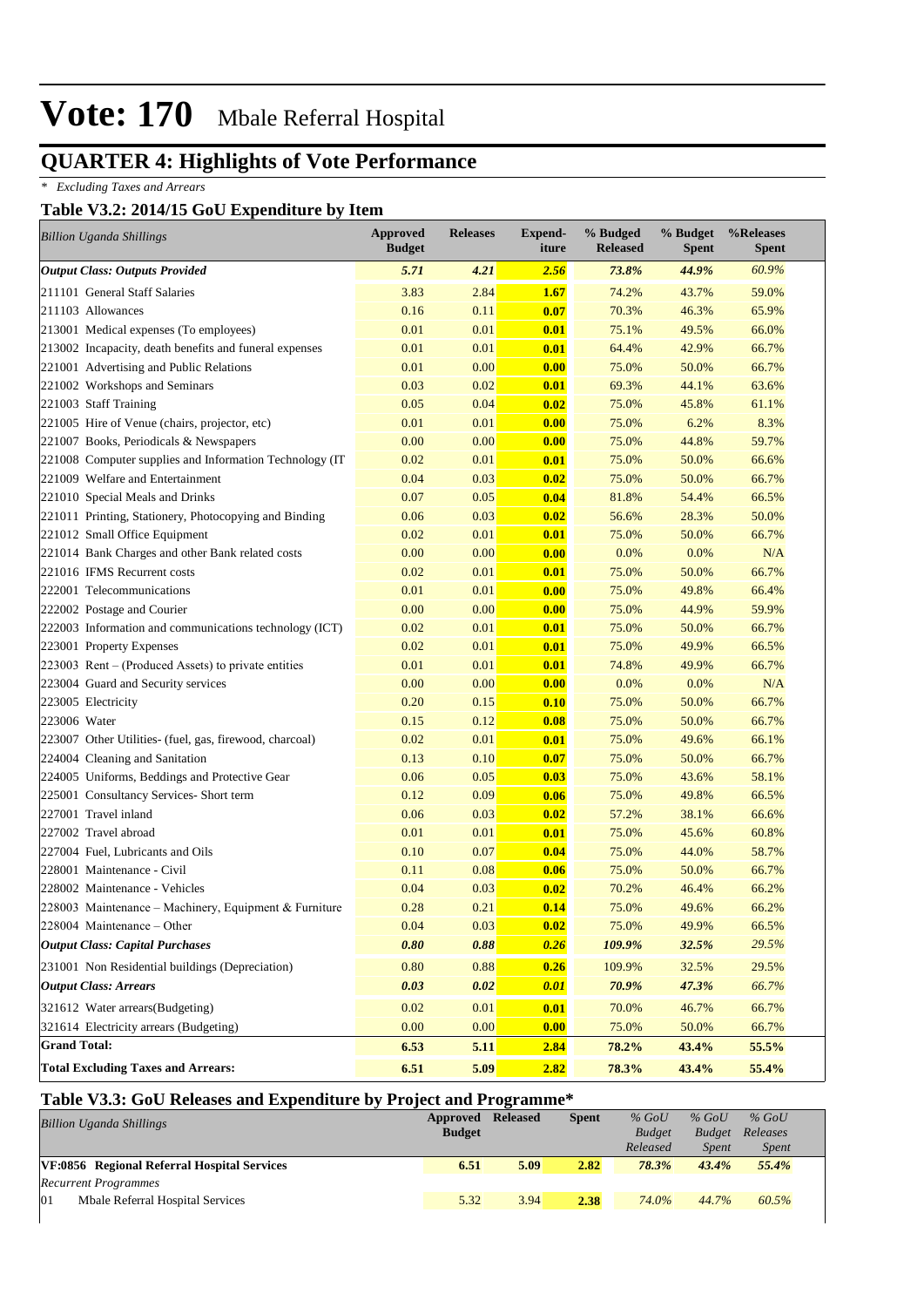# Vote: 170 Mbale Referral Hospital

## QUARTER 4: Highlights of Vote Performance

*\* Excluding Taxes and Arrears*

### Table V3.2: 2014/15 GoU Expenditure by Item

| *Billion Uganda Shillings* | Approved Budget | Releases | Expend-iture | % Budged Released | % Budget Spent | %Releases Spent |
|---|---|---|---|---|---|---|
| ***Output Class: Outputs Provided*** | ***5.71*** | ***4.21*** | ***2.56*** | ***73.8%*** | ***44.9%*** | *60.9%* |
| 211101 General Staff Salaries | 3.83 | 2.84 | **1.67** | 74.2% | 43.7% | 59.0% |
| 211103 Allowances | 0.16 | 0.11 | **0.07** | 70.3% | 46.3% | 65.9% |
| 213001 Medical expenses (To employees) | 0.01 | 0.01 | **0.01** | 75.1% | 49.5% | 66.0% |
| 213002 Incapacity, death benefits and funeral expenses | 0.01 | 0.01 | **0.01** | 64.4% | 42.9% | 66.7% |
| 221001 Advertising and Public Relations | 0.01 | 0.00 | **0.00** | 75.0% | 50.0% | 66.7% |
| 221002 Workshops and Seminars | 0.03 | 0.02 | **0.01** | 69.3% | 44.1% | 63.6% |
| 221003 Staff Training | 0.05 | 0.04 | **0.02** | 75.0% | 45.8% | 61.1% |
| 221005 Hire of Venue (chairs, projector, etc) | 0.01 | 0.01 | **0.00** | 75.0% | 6.2% | 8.3% |
| 221007 Books, Periodicals & Newspapers | 0.00 | 0.00 | **0.00** | 75.0% | 44.8% | 59.7% |
| 221008 Computer supplies and Information Technology (IT | 0.02 | 0.01 | **0.01** | 75.0% | 50.0% | 66.6% |
| 221009 Welfare and Entertainment | 0.04 | 0.03 | **0.02** | 75.0% | 50.0% | 66.7% |
| 221010 Special Meals and Drinks | 0.07 | 0.05 | **0.04** | 81.8% | 54.4% | 66.5% |
| 221011 Printing, Stationery, Photocopying and Binding | 0.06 | 0.03 | **0.02** | 56.6% | 28.3% | 50.0% |
| 221012 Small Office Equipment | 0.02 | 0.01 | **0.01** | 75.0% | 50.0% | 66.7% |
| 221014 Bank Charges and other Bank related costs | 0.00 | 0.00 | **0.00** | 0.0% | 0.0% | N/A |
| 221016 IFMS Recurrent costs | 0.02 | 0.01 | **0.01** | 75.0% | 50.0% | 66.7% |
| 222001 Telecommunications | 0.01 | 0.01 | **0.00** | 75.0% | 49.8% | 66.4% |
| 222002 Postage and Courier | 0.00 | 0.00 | **0.00** | 75.0% | 44.9% | 59.9% |
| 222003 Information and communications technology (ICT) | 0.02 | 0.01 | **0.01** | 75.0% | 50.0% | 66.7% |
| 223001 Property Expenses | 0.02 | 0.01 | **0.01** | 75.0% | 49.9% | 66.5% |
| 223003 Rent – (Produced Assets) to private entities | 0.01 | 0.01 | **0.01** | 74.8% | 49.9% | 66.7% |
| 223004 Guard and Security services | 0.00 | 0.00 | **0.00** | 0.0% | 0.0% | N/A |
| 223005 Electricity | 0.20 | 0.15 | **0.10** | 75.0% | 50.0% | 66.7% |
| 223006 Water | 0.15 | 0.12 | **0.08** | 75.0% | 50.0% | 66.7% |
| 223007 Other Utilities- (fuel, gas, firewood, charcoal) | 0.02 | 0.01 | **0.01** | 75.0% | 49.6% | 66.1% |
| 224004 Cleaning and Sanitation | 0.13 | 0.10 | **0.07** | 75.0% | 50.0% | 66.7% |
| 224005 Uniforms, Beddings and Protective Gear | 0.06 | 0.05 | **0.03** | 75.0% | 43.6% | 58.1% |
| 225001 Consultancy Services- Short term | 0.12 | 0.09 | **0.06** | 75.0% | 49.8% | 66.5% |
| 227001 Travel inland | 0.06 | 0.03 | **0.02** | 57.2% | 38.1% | 66.6% |
| 227002 Travel abroad | 0.01 | 0.01 | **0.01** | 75.0% | 45.6% | 60.8% |
| 227004 Fuel, Lubricants and Oils | 0.10 | 0.07 | **0.04** | 75.0% | 44.0% | 58.7% |
| 228001 Maintenance - Civil | 0.11 | 0.08 | **0.06** | 75.0% | 50.0% | 66.7% |
| 228002 Maintenance - Vehicles | 0.04 | 0.03 | **0.02** | 70.2% | 46.4% | 66.2% |
| 228003 Maintenance – Machinery, Equipment & Furniture | 0.28 | 0.21 | **0.14** | 75.0% | 49.6% | 66.2% |
| 228004 Maintenance – Other | 0.04 | 0.03 | **0.02** | 75.0% | 49.9% | 66.5% |
| ***Output Class: Capital Purchases*** | ***0.80*** | ***0.88*** | ***0.26*** | ***109.9%*** | ***32.5%*** | *29.5%* |
| 231001 Non Residential buildings (Depreciation) | 0.80 | 0.88 | **0.26** | 109.9% | 32.5% | 29.5% |
| ***Output Class: Arrears*** | ***0.03*** | ***0.02*** | ***0.01*** | ***70.9%*** | ***47.3%*** | *66.7%* |
| 321612 Water arrears(Budgeting) | 0.02 | 0.01 | **0.01** | 70.0% | 46.7% | 66.7% |
| 321614 Electricity arrears (Budgeting) | 0.00 | 0.00 | **0.00** | 75.0% | 50.0% | 66.7% |
| **Grand Total:** | **6.53** | **5.11** | **2.84** | **78.2%** | **43.4%** | **55.5%** |
| **Total Excluding Taxes and Arrears:** | **6.51** | **5.09** | **2.82** | **78.3%** | **43.4%** | **55.4%** |

### Table V3.3: GoU Releases and Expenditure by Project and Programme*

| *Billion Uganda Shillings* | Approved Budget | Released | Spent | *% GoU Budget Released* | *% GoU Budget Spent* | *% GoU Releases Spent* |
|---|---|---|---|---|---|---|
| **VF:0856 Regional Referral Hospital Services** | **6.51** | **5.09** | **2.82** | ***78.3%*** | ***43.4%*** | ***55.4%*** |
| *Recurrent Programmes* | | | | | | |
| 01 Mbale Referral Hospital Services | 5.32 | 3.94 | **2.38** | *74.0%* | *44.7%* | *60.5%* |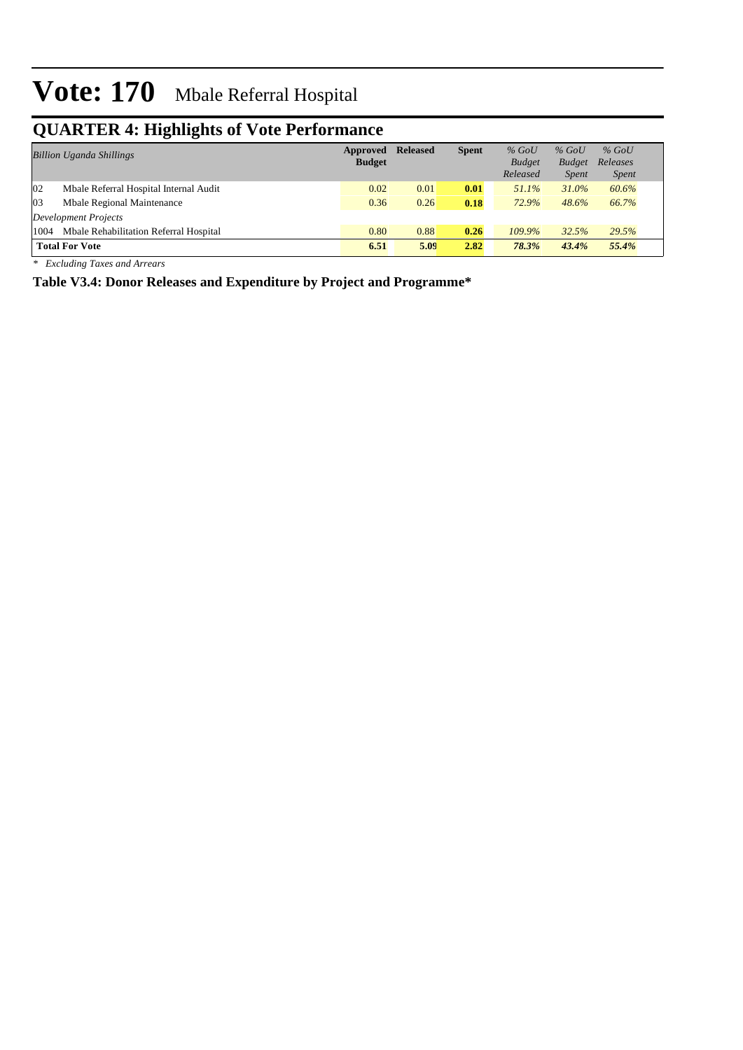# Vote: 170 Mbale Referral Hospital

## QUARTER 4: Highlights of Vote Performance

| *Billion Uganda Shillings* | | Approved Budget | Released | Spent | *% GoU Budget Released* | *% GoU Budget Spent* | *% GoU Releases Spent* |
|---|---|---|---|---|---|---|---|
| 02 | Mbale Referral Hospital Internal Audit | 0.02 | 0.01 | **0.01** | *51.1%* | *31.0%* | *60.6%* |
| 03 | Mbale Regional Maintenance | 0.36 | 0.26 | **0.18** | *72.9%* | *48.6%* | *66.7%* |
| *Development Projects* | | | | | | | |
| 1004 | Mbale Rehabilitation Referral Hospital | 0.80 | 0.88 | **0.26** | *109.9%* | *32.5%* | *29.5%* |
| **Total For Vote** | | **6.51** | **5.09** | **2.82** | ***78.3%*** | ***43.4%*** | ***55.4%*** |

*\* Excluding Taxes and Arrears*

**Table V3.4: Donor Releases and Expenditure by Project and Programme***